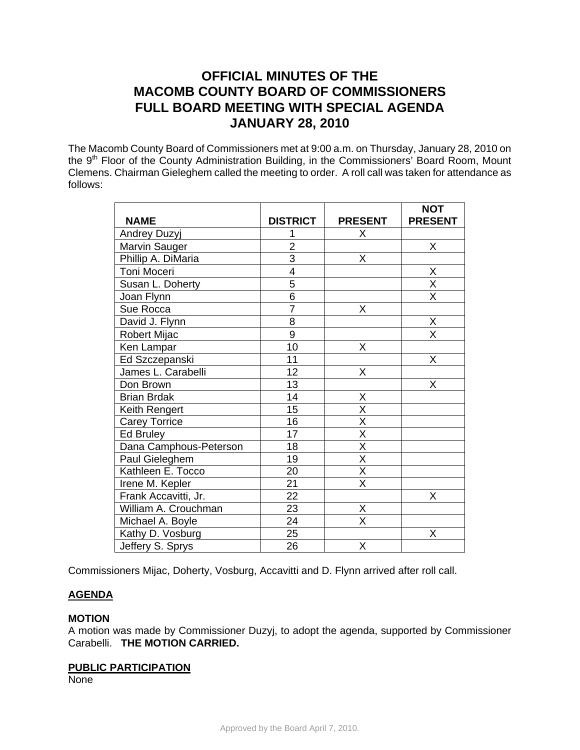# OFFICIAL MINUTES OF THE MACOMB COUNTY BOARD OF COMMISSIONERS FULL BOARD MEETING WITH SPECIAL AGENDA JANUARY 28, 2010

The Macomb County Board of Commissioners met at 9:00 a.m. on Thursday, January 28, 2010 on the 9th Floor of the County Administration Building, in the Commissioners' Board Room, Mount Clemens. Chairman Gieleghem called the meeting to order. A roll call was taken for attendance as follows:

| NAME | DISTRICT | PRESENT | NOT PRESENT |
|---|---|---|---|
| Andrey Duzyj | 1 | X | |
| Marvin Sauger | 2 | | X |
| Phillip A. DiMaria | 3 | X | |
| Toni Moceri | 4 | | X |
| Susan L. Doherty | 5 | | X |
| Joan Flynn | 6 | | X |
| Sue Rocca | 7 | X | |
| David J. Flynn | 8 | | X |
| Robert Mijac | 9 | | X |
| Ken Lampar | 10 | X | |
| Ed Szczepanski | 11 | | X |
| James L. Carabelli | 12 | X | |
| Don Brown | 13 | | X |
| Brian Brdak | 14 | X | |
| Keith Rengert | 15 | X | |
| Carey Torrice | 16 | X | |
| Ed Bruley | 17 | X | |
| Dana Camphous-Peterson | 18 | X | |
| Paul Gieleghem | 19 | X | |
| Kathleen E. Tocco | 20 | X | |
| Irene M. Kepler | 21 | X | |
| Frank Accavitti, Jr. | 22 | | X |
| William A. Crouchman | 23 | X | |
| Michael A. Boyle | 24 | X | |
| Kathy D. Vosburg | 25 | | X |
| Jeffery S. Sprys | 26 | X | |

Commissioners Mijac, Doherty, Vosburg, Accavitti and D. Flynn arrived after roll call.

**AGENDA**

**MOTION**
A motion was made by Commissioner Duzyj, to adopt the agenda, supported by Commissioner Carabelli. **THE MOTION CARRIED.**

**PUBLIC PARTICIPATION**
None

Approved by the Board April 7, 2010.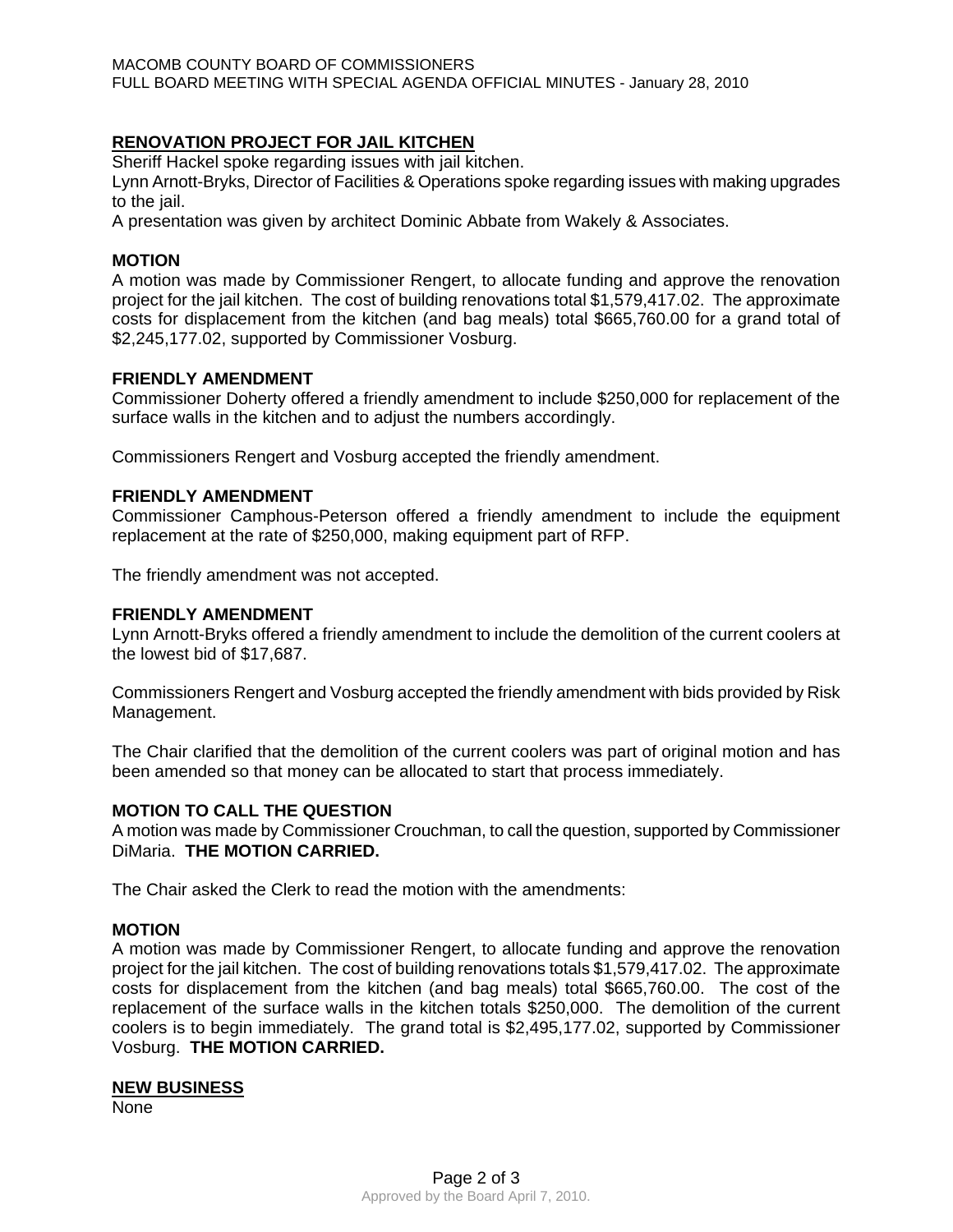## RENOVATION PROJECT FOR JAIL KITCHEN

Sheriff Hackel spoke regarding issues with jail kitchen.
Lynn Arnott-Bryks, Director of Facilities & Operations spoke regarding issues with making upgrades to the jail.
A presentation was given by architect Dominic Abbate from Wakely & Associates.

### MOTION

A motion was made by Commissioner Rengert, to allocate funding and approve the renovation project for the jail kitchen. The cost of building renovations total $1,579,417.02. The approximate costs for displacement from the kitchen (and bag meals) total $665,760.00 for a grand total of $2,245,177.02, supported by Commissioner Vosburg.

### FRIENDLY AMENDMENT

Commissioner Doherty offered a friendly amendment to include $250,000 for replacement of the surface walls in the kitchen and to adjust the numbers accordingly.

Commissioners Rengert and Vosburg accepted the friendly amendment.

### FRIENDLY AMENDMENT

Commissioner Camphous-Peterson offered a friendly amendment to include the equipment replacement at the rate of $250,000, making equipment part of RFP.

The friendly amendment was not accepted.

### FRIENDLY AMENDMENT

Lynn Arnott-Bryks offered a friendly amendment to include the demolition of the current coolers at the lowest bid of $17,687.

Commissioners Rengert and Vosburg accepted the friendly amendment with bids provided by Risk Management.

The Chair clarified that the demolition of the current coolers was part of original motion and has been amended so that money can be allocated to start that process immediately.

### MOTION TO CALL THE QUESTION

A motion was made by Commissioner Crouchman, to call the question, supported by Commissioner DiMaria. **THE MOTION CARRIED.**

The Chair asked the Clerk to read the motion with the amendments:

### MOTION

A motion was made by Commissioner Rengert, to allocate funding and approve the renovation project for the jail kitchen. The cost of building renovations totals $1,579,417.02. The approximate costs for displacement from the kitchen (and bag meals) total $665,760.00. The cost of the replacement of the surface walls in the kitchen totals $250,000. The demolition of the current coolers is to begin immediately. The grand total is $2,495,177.02, supported by Commissioner Vosburg. **THE MOTION CARRIED.**

## NEW BUSINESS

None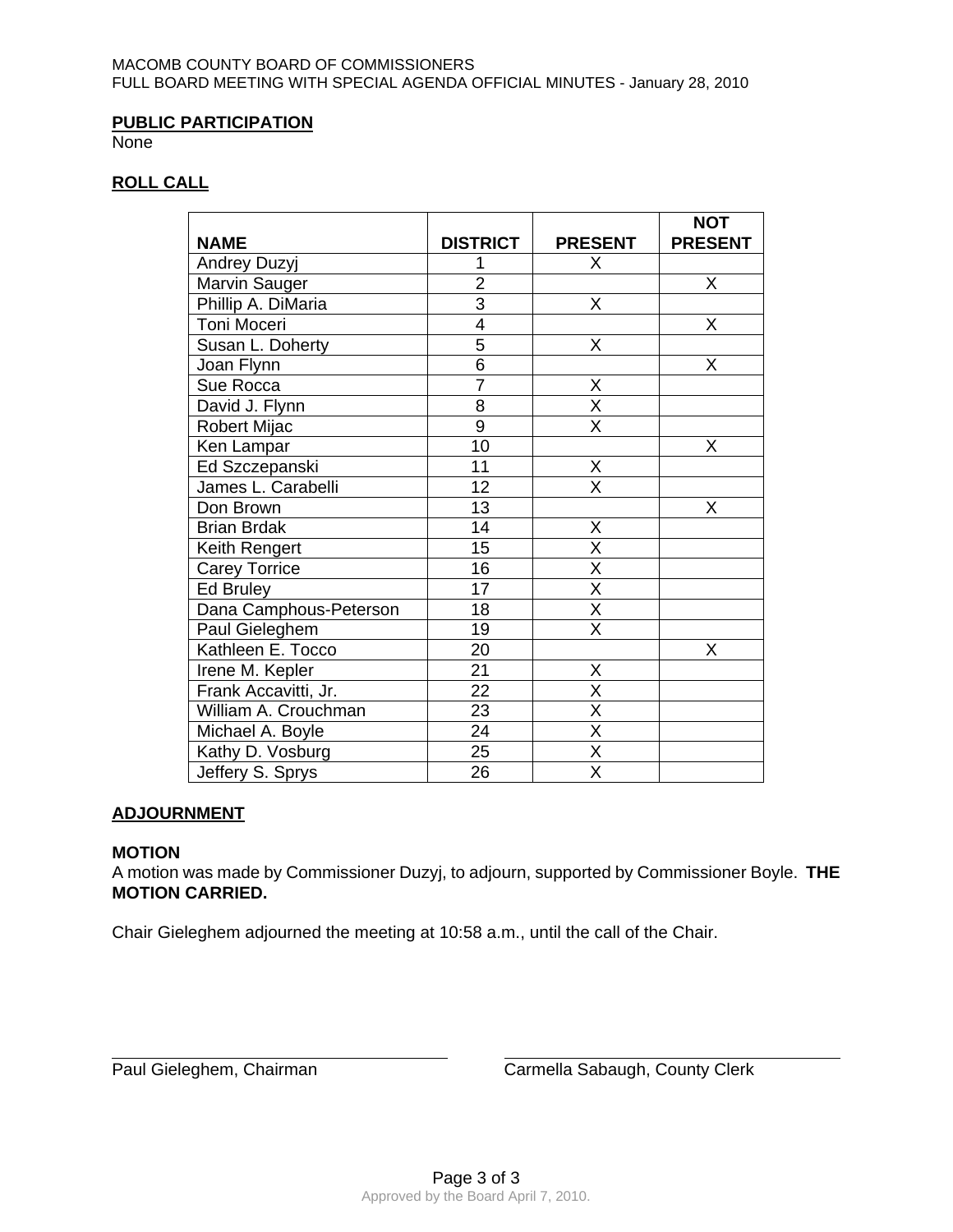## PUBLIC PARTICIPATION

None

## ROLL CALL

| NAME | DISTRICT | PRESENT | NOT PRESENT |
|---|---|---|---|
| Andrey Duzyj | 1 | X | |
| Marvin Sauger | 2 | | X |
| Phillip A. DiMaria | 3 | X | |
| Toni Moceri | 4 | | X |
| Susan L. Doherty | 5 | X | |
| Joan Flynn | 6 | | X |
| Sue Rocca | 7 | X | |
| David J. Flynn | 8 | X | |
| Robert Mijac | 9 | X | |
| Ken Lampar | 10 | | X |
| Ed Szczepanski | 11 | X | |
| James L. Carabelli | 12 | X | |
| Don Brown | 13 | | X |
| Brian Brdak | 14 | X | |
| Keith Rengert | 15 | X | |
| Carey Torrice | 16 | X | |
| Ed Bruley | 17 | X | |
| Dana Camphous-Peterson | 18 | X | |
| Paul Gieleghem | 19 | X | |
| Kathleen E. Tocco | 20 | | X |
| Irene M. Kepler | 21 | X | |
| Frank Accavitti, Jr. | 22 | X | |
| William A. Crouchman | 23 | X | |
| Michael A. Boyle | 24 | X | |
| Kathy D. Vosburg | 25 | X | |
| Jeffery S. Sprys | 26 | X | |

## ADJOURNMENT

**MOTION**

A motion was made by Commissioner Duzyj, to adjourn, supported by Commissioner Boyle. **THE MOTION CARRIED.**

Chair Gieleghem adjourned the meeting at 10:58 a.m., until the call of the Chair.

Paul Gieleghem, Chairman

Carmella Sabaugh, County Clerk

Approved by the Board April 7, 2010.